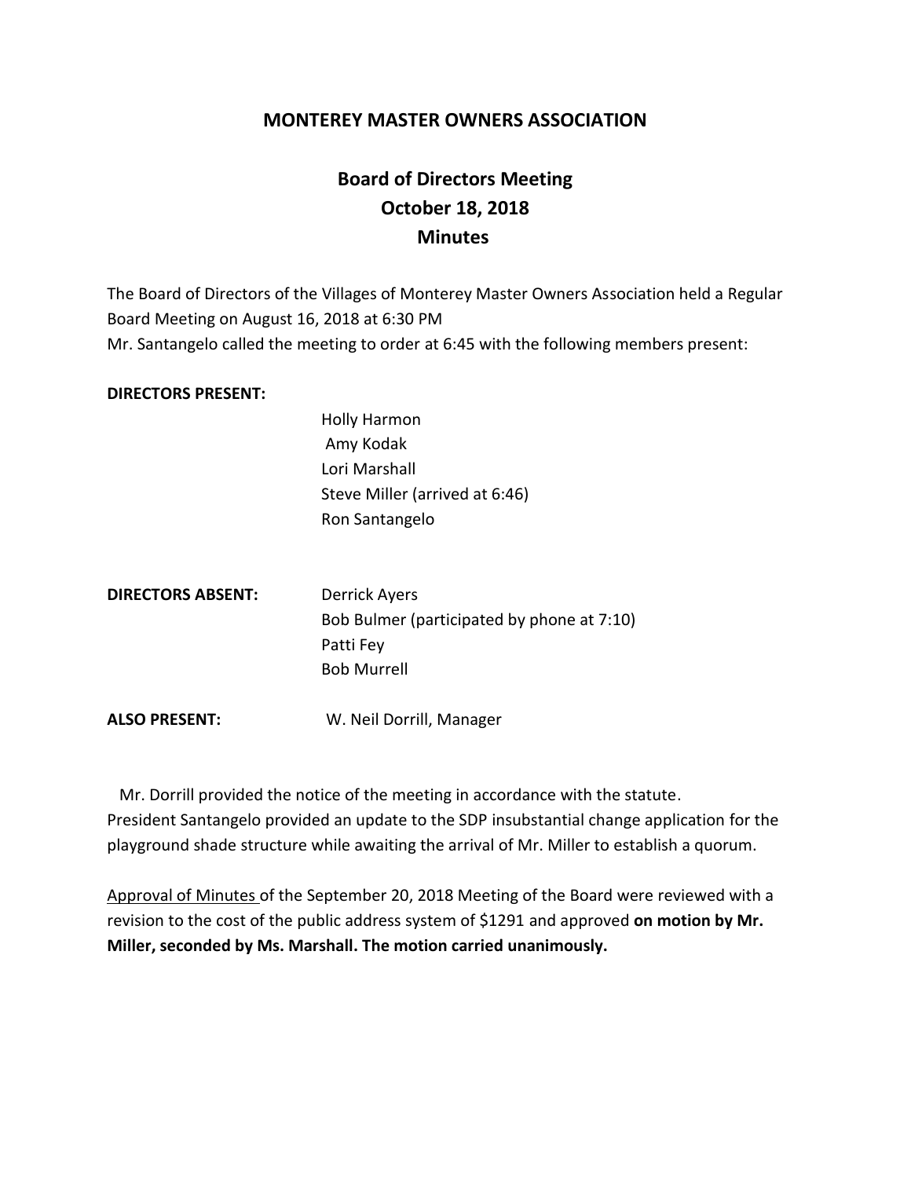# MONTEREY MASTER OWNERS ASSOCIATION

## Board of Directors Meeting
## October 18, 2018
## Minutes

The Board of Directors of the Villages of Monterey Master Owners Association held a Regular Board Meeting on August 16, 2018 at 6:30 PM
Mr. Santangelo called the meeting to order at 6:45 with the following members present:

**DIRECTORS PRESENT:**

Holly Harmon
Amy Kodak
Lori Marshall
Steve Miller (arrived at 6:46)
Ron Santangelo

**DIRECTORS ABSENT:**

Derrick Ayers
Bob Bulmer (participated by phone at 7:10)
Patti Fey
Bob Murrell

**ALSO PRESENT:** W. Neil Dorrill, Manager

Mr. Dorrill provided the notice of the meeting in accordance with the statute.
President Santangelo provided an update to the SDP insubstantial change application for the playground shade structure while awaiting the arrival of Mr. Miller to establish a quorum.

<u>Approval of Minutes</u> of the September 20, 2018 Meeting of the Board were reviewed with a revision to the cost of the public address system of $1291 and approved **on motion by Mr. Miller, seconded by Ms. Marshall. The motion carried unanimously.**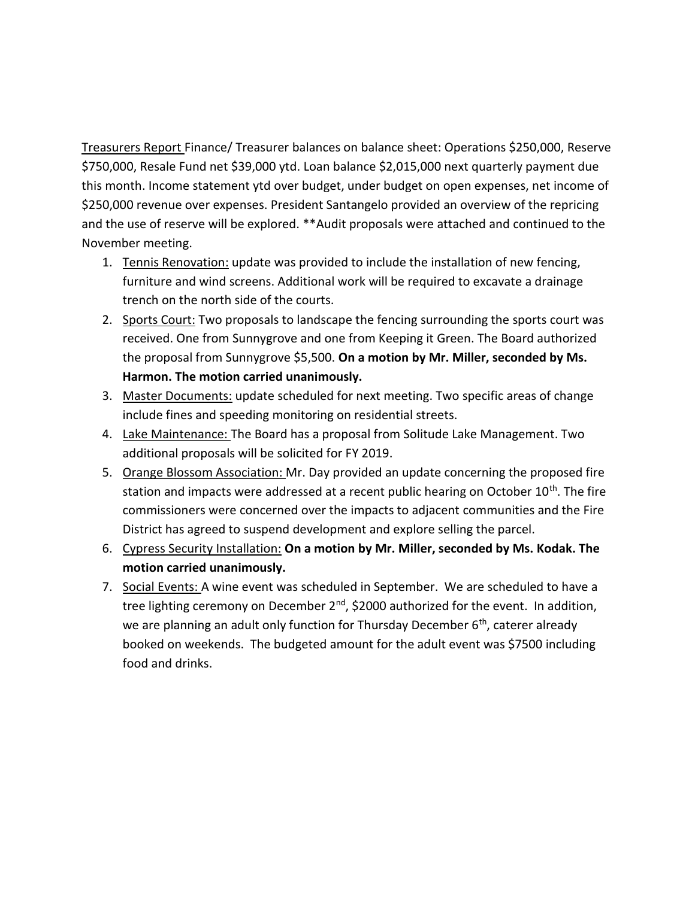<u>Treasurers Report</u> Finance/ Treasurer balances on balance sheet: Operations $250,000, Reserve $750,000, Resale Fund net $39,000 ytd. Loan balance $2,015,000 next quarterly payment due this month. Income statement ytd over budget, under budget on open expenses, net income of $250,000 revenue over expenses. President Santangelo provided an overview of the repricing and the use of reserve will be explored. **Audit proposals were attached and continued to the November meeting.

1. <u>Tennis Renovation:</u> update was provided to include the installation of new fencing, furniture and wind screens. Additional work will be required to excavate a drainage trench on the north side of the courts.
2. <u>Sports Court:</u> Two proposals to landscape the fencing surrounding the sports court was received. One from Sunnygrove and one from Keeping it Green. The Board authorized the proposal from Sunnygrove $5,500. **On a motion by Mr. Miller, seconded by Ms. Harmon. The motion carried unanimously.**
3. <u>Master Documents:</u> update scheduled for next meeting. Two specific areas of change include fines and speeding monitoring on residential streets.
4. <u>Lake Maintenance:</u> The Board has a proposal from Solitude Lake Management. Two additional proposals will be solicited for FY 2019.
5. <u>Orange Blossom Association:</u> Mr. Day provided an update concerning the proposed fire station and impacts were addressed at a recent public hearing on October 10th. The fire commissioners were concerned over the impacts to adjacent communities and the Fire District has agreed to suspend development and explore selling the parcel.
6. <u>Cypress Security Installation:</u> **On a motion by Mr. Miller, seconded by Ms. Kodak. The motion carried unanimously.**
7. <u>Social Events:</u> A wine event was scheduled in September. We are scheduled to have a tree lighting ceremony on December 2nd, $2000 authorized for the event. In addition, we are planning an adult only function for Thursday December 6th, caterer already booked on weekends. The budgeted amount for the adult event was $7500 including food and drinks.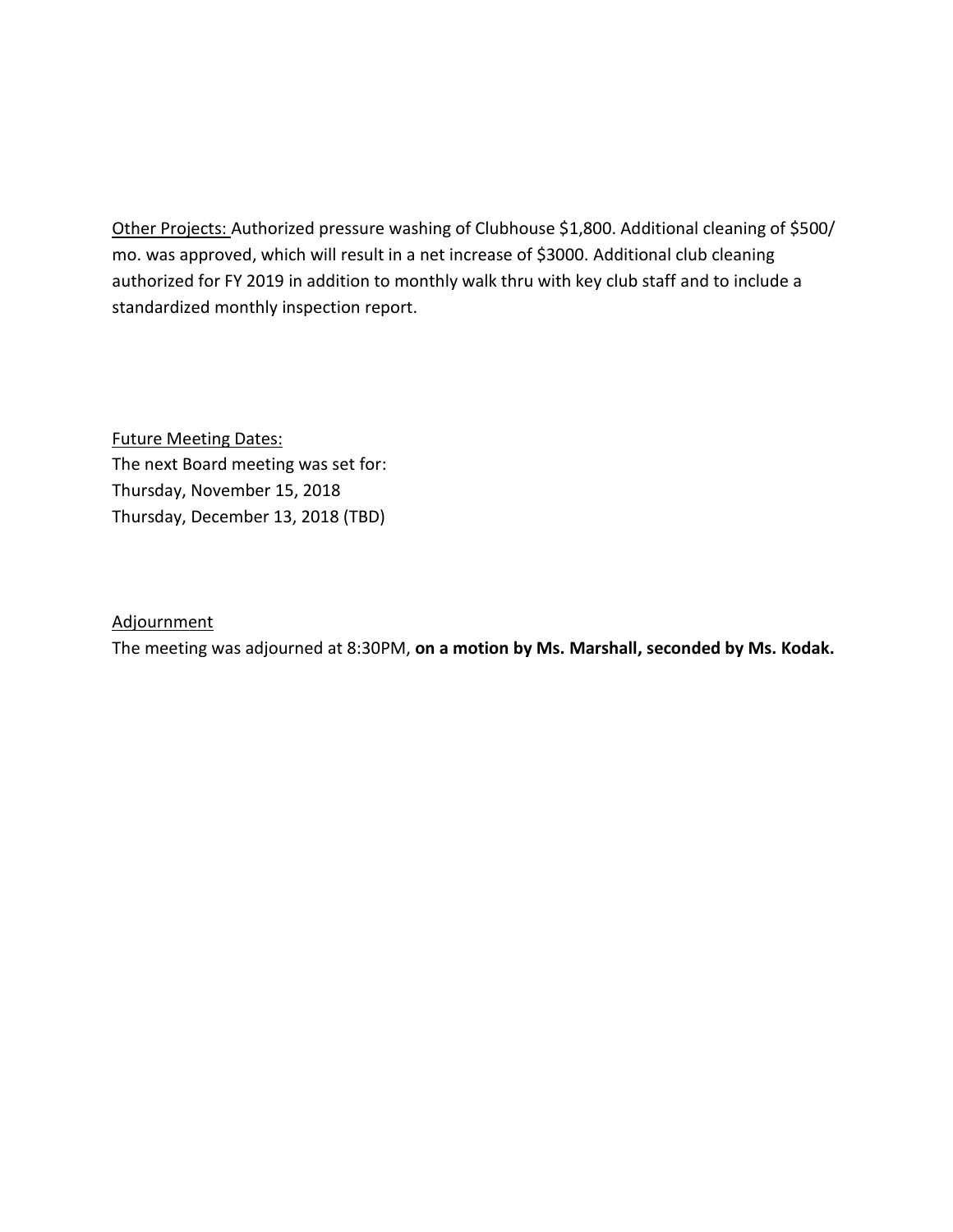Other Projects: Authorized pressure washing of Clubhouse $1,800. Additional cleaning of $500/ mo. was approved, which will result in a net increase of $3000. Additional club cleaning authorized for FY 2019 in addition to monthly walk thru with key club staff and to include a standardized monthly inspection report.

Future Meeting Dates:
The next Board meeting was set for:
Thursday, November 15, 2018
Thursday, December 13, 2018 (TBD)

Adjournment
The meeting was adjourned at 8:30PM, **on a motion by Ms. Marshall, seconded by Ms. Kodak.**